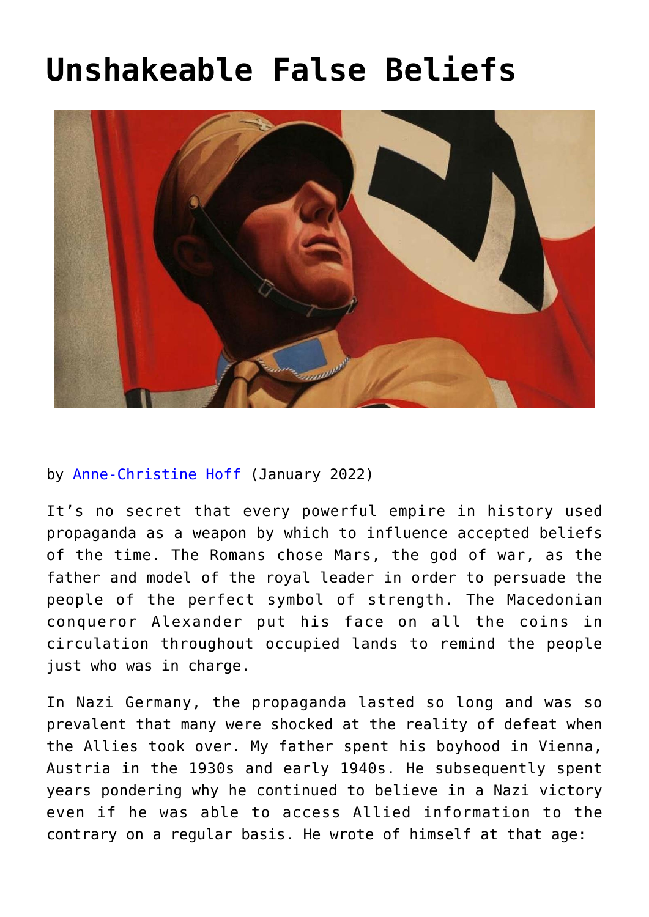# Unshakeable False Beliefs

by [Anne-Christine Hoff] (January 2022)

It's no secret that every powerful empire in history used propaganda as a weapon by which to influence accepted beliefs of the time. The Romans chose Mars, the god of war, as the father and model of the royal leader in order to persuade the people of the perfect symbol of strength. The Macedonian conqueror Alexander put his face on all the coins in circulation throughout occupied lands to remind the people just who was in charge.

In Nazi Germany, the propaganda lasted so long and was so prevalent that many were shocked at the reality of defeat when the Allies took over. My father spent his boyhood in Vienna, Austria in the 1930s and early 1940s. He subsequently spent years pondering why he continued to believe in a Nazi victory even if he was able to access Allied information to the contrary on a regular basis. He wrote of himself at that age: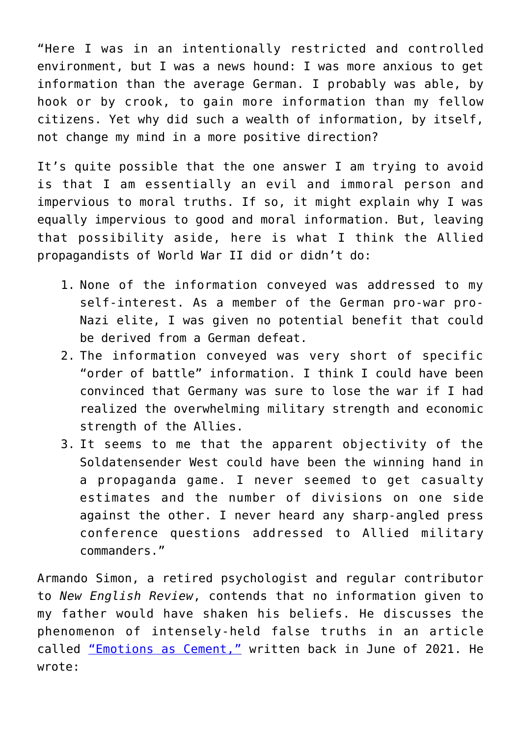"Here I was in an intentionally restricted and controlled environment, but I was a news hound: I was more anxious to get information than the average German. I probably was able, by hook or by crook, to gain more information than my fellow citizens. Yet why did such a wealth of information, by itself, not change my mind in a more positive direction?

It's quite possible that the one answer I am trying to avoid is that I am essentially an evil and immoral person and impervious to moral truths. If so, it might explain why I was equally impervious to good and moral information. But, leaving that possibility aside, here is what I think the Allied propagandists of World War II did or didn't do:

1. None of the information conveyed was addressed to my self-interest. As a member of the German pro-war pro-Nazi elite, I was given no potential benefit that could be derived from a German defeat.
2. The information conveyed was very short of specific "order of battle" information. I think I could have been convinced that Germany was sure to lose the war if I had realized the overwhelming military strength and economic strength of the Allies.
3. It seems to me that the apparent objectivity of the Soldatensender West could have been the winning hand in a propaganda game. I never seemed to get casualty estimates and the number of divisions on one side against the other. I never heard any sharp-angled press conference questions addressed to Allied military commanders."

Armando Simon, a retired psychologist and regular contributor to *New English Review*, contends that no information given to my father would have shaken his beliefs. He discusses the phenomenon of intensely-held false truths in an article called "Emotions as Cement," written back in June of 2021. He wrote: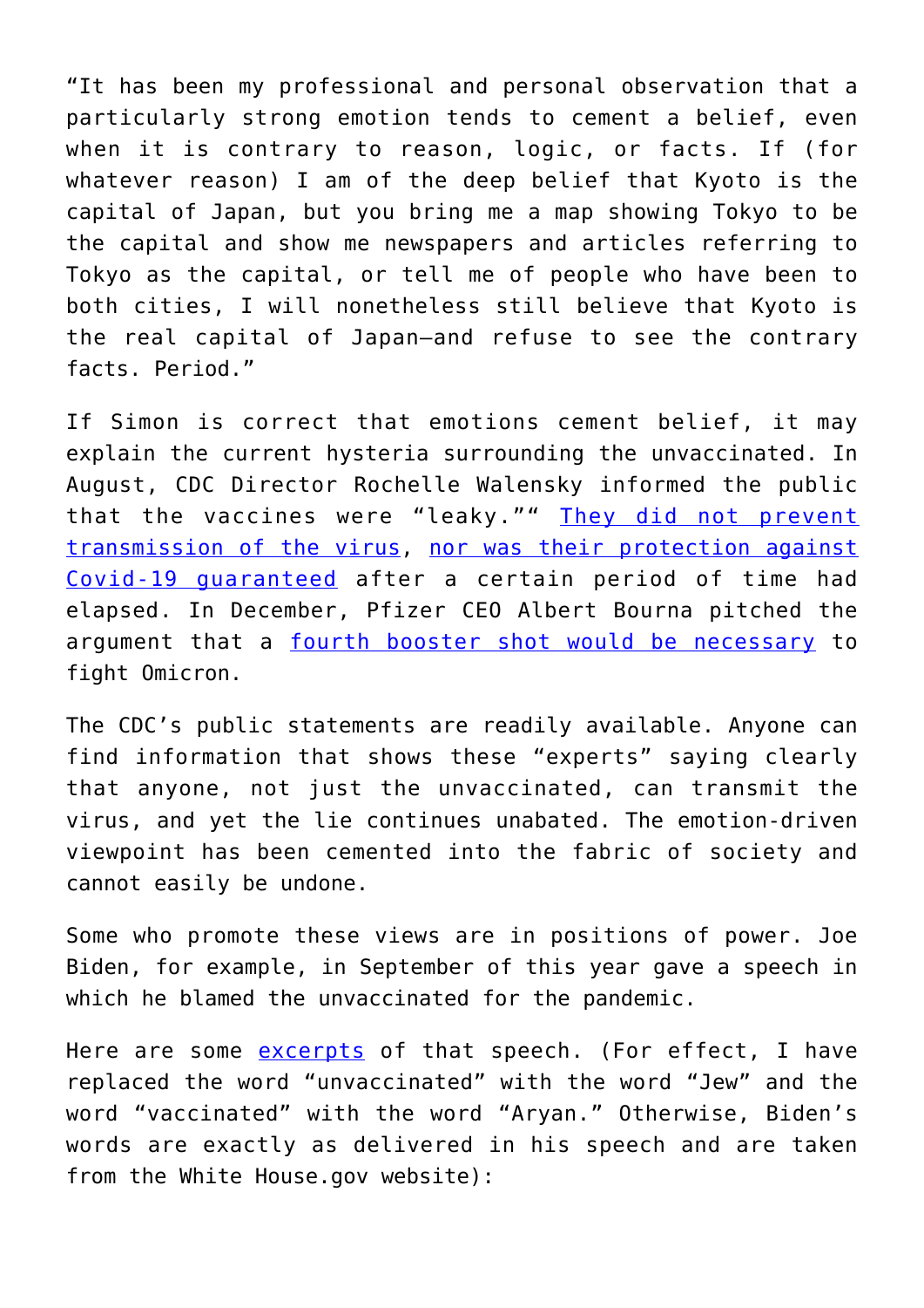"It has been my professional and personal observation that a particularly strong emotion tends to cement a belief, even when it is contrary to reason, logic, or facts. If (for whatever reason) I am of the deep belief that Kyoto is the capital of Japan, but you bring me a map showing Tokyo to be the capital and show me newspapers and articles referring to Tokyo as the capital, or tell me of people who have been to both cities, I will nonetheless still believe that Kyoto is the real capital of Japan—and refuse to see the contrary facts. Period."

If Simon is correct that emotions cement belief, it may explain the current hysteria surrounding the unvaccinated. In August, CDC Director Rochelle Walensky informed the public that the vaccines were "leaky."" They did not prevent transmission of the virus, nor was their protection against Covid-19 guaranteed after a certain period of time had elapsed. In December, Pfizer CEO Albert Bourna pitched the argument that a fourth booster shot would be necessary to fight Omicron.

The CDC's public statements are readily available. Anyone can find information that shows these "experts" saying clearly that anyone, not just the unvaccinated, can transmit the virus, and yet the lie continues unabated. The emotion-driven viewpoint has been cemented into the fabric of society and cannot easily be undone.

Some who promote these views are in positions of power. Joe Biden, for example, in September of this year gave a speech in which he blamed the unvaccinated for the pandemic.

Here are some excerpts of that speech. (For effect, I have replaced the word "unvaccinated" with the word "Jew" and the word "vaccinated" with the word "Aryan." Otherwise, Biden's words are exactly as delivered in his speech and are taken from the White House.gov website):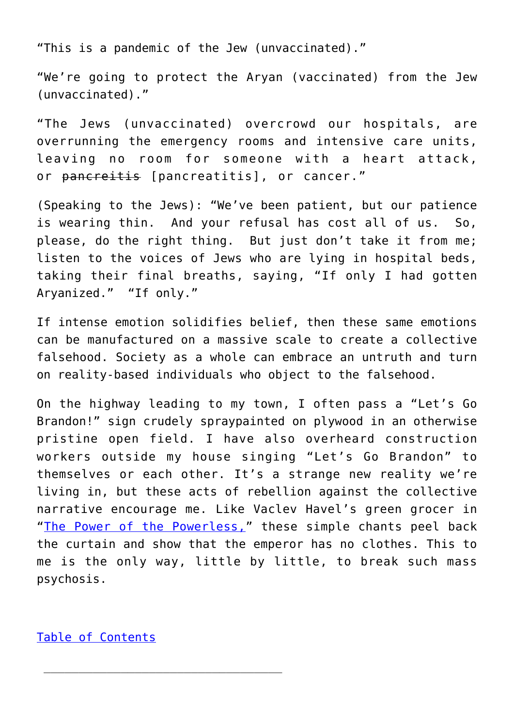“This is a pandemic of the Jew (unvaccinated).”

“We’re going to protect the Aryan (vaccinated) from the Jew (unvaccinated).”

“The Jews (unvaccinated) overcrowd our hospitals, are overrunning the emergency rooms and intensive care units, leaving no room for someone with a heart attack, or ~~pancreitis~~ [pancreatitis], or cancer.”

(Speaking to the Jews): “We’ve been patient, but our patience is wearing thin. And your refusal has cost all of us. So, please, do the right thing. But just don’t take it from me; listen to the voices of Jews who are lying in hospital beds, taking their final breaths, saying, “If only I had gotten Aryanized.” “If only.”

If intense emotion solidifies belief, then these same emotions can be manufactured on a massive scale to create a collective falsehood. Society as a whole can embrace an untruth and turn on reality-based individuals who object to the falsehood.

On the highway leading to my town, I often pass a “Let’s Go Brandon!” sign crudely spraypainted on plywood in an otherwise pristine open field. I have also overheard construction workers outside my house singing “Let’s Go Brandon” to themselves or each other. It’s a strange new reality we’re living in, but these acts of rebellion against the collective narrative encourage me. Like Vaclev Havel’s green grocer in “The Power of the Powerless,” these simple chants peel back the curtain and show that the emperor has no clothes. This to me is the only way, little by little, to break such mass psychosis.

Table of Contents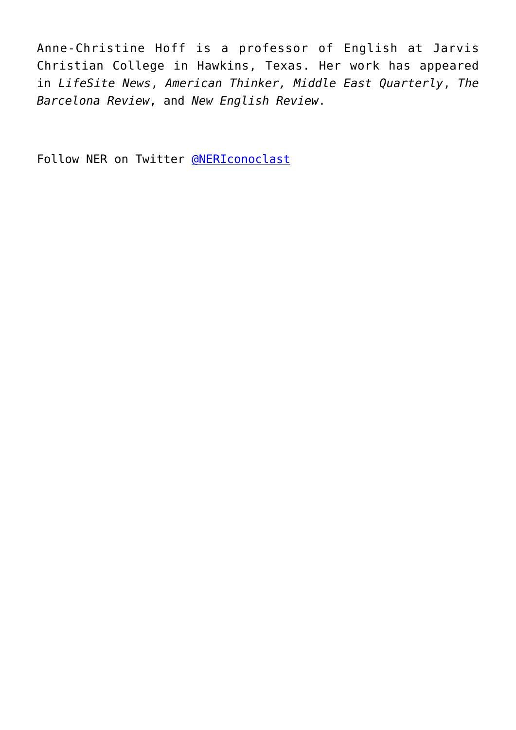Anne-Christine Hoff is a professor of English at Jarvis Christian College in Hawkins, Texas. Her work has appeared in *LifeSite News*, *American Thinker, Middle East Quarterly*, *The Barcelona Review*, and *New English Review*.

Follow NER on Twitter @NERIconoclast